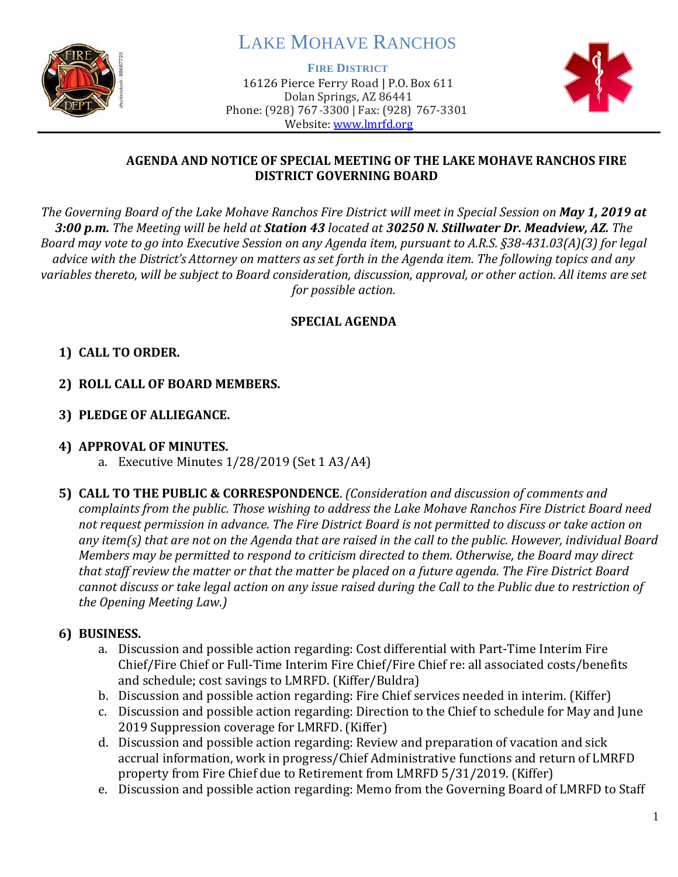# LAKE MOHAVE RANCHOS

**FIRE DISTRICT**

16126 Pierce Ferry Road | P.O. Box 611
Dolan Springs, AZ 86441
Phone: (928) 767-3300 | Fax: (928) 767-3301
Website: www.lmrfd.org

## AGENDA AND NOTICE OF SPECIAL MEETING OF THE LAKE MOHAVE RANCHOS FIRE DISTRICT GOVERNING BOARD

*The Governing Board of the Lake Mohave Ranchos Fire District will meet in Special Session on* ***May 1, 2019 at 3:00 p.m.*** *The Meeting will be held at* ***Station 43*** *located at* ***30250 N. Stillwater Dr. Meadview, AZ.*** *The Board may vote to go into Executive Session on any Agenda item, pursuant to A.R.S. §38-431.03(A)(3) for legal advice with the District's Attorney on matters as set forth in the Agenda item. The following topics and any variables thereto, will be subject to Board consideration, discussion, approval, or other action. All items are set for possible action.*

### SPECIAL AGENDA

1) **CALL TO ORDER.**

2) **ROLL CALL OF BOARD MEMBERS.**

3) **PLEDGE OF ALLIEGANCE.**

4) **APPROVAL OF MINUTES.**
   a. Executive Minutes 1/28/2019 (Set 1 A3/A4)

5) **CALL TO THE PUBLIC & CORRESPONDENCE**. *(Consideration and discussion of comments and complaints from the public. Those wishing to address the Lake Mohave Ranchos Fire District Board need not request permission in advance. The Fire District Board is not permitted to discuss or take action on any item(s) that are not on the Agenda that are raised in the call to the public. However, individual Board Members may be permitted to respond to criticism directed to them. Otherwise, the Board may direct that staff review the matter or that the matter be placed on a future agenda. The Fire District Board cannot discuss or take legal action on any issue raised during the Call to the Public due to restriction of the Opening Meeting Law.)*

6) **BUSINESS.**
   a. Discussion and possible action regarding: Cost differential with Part-Time Interim Fire Chief/Fire Chief or Full-Time Interim Fire Chief/Fire Chief re: all associated costs/benefits and schedule; cost savings to LMRFD. (Kiffer/Buldra)
   b. Discussion and possible action regarding: Fire Chief services needed in interim. (Kiffer)
   c. Discussion and possible action regarding: Direction to the Chief to schedule for May and June 2019 Suppression coverage for LMRFD. (Kiffer)
   d. Discussion and possible action regarding: Review and preparation of vacation and sick accrual information, work in progress/Chief Administrative functions and return of LMRFD property from Fire Chief due to Retirement from LMRFD 5/31/2019. (Kiffer)
   e. Discussion and possible action regarding: Memo from the Governing Board of LMRFD to Staff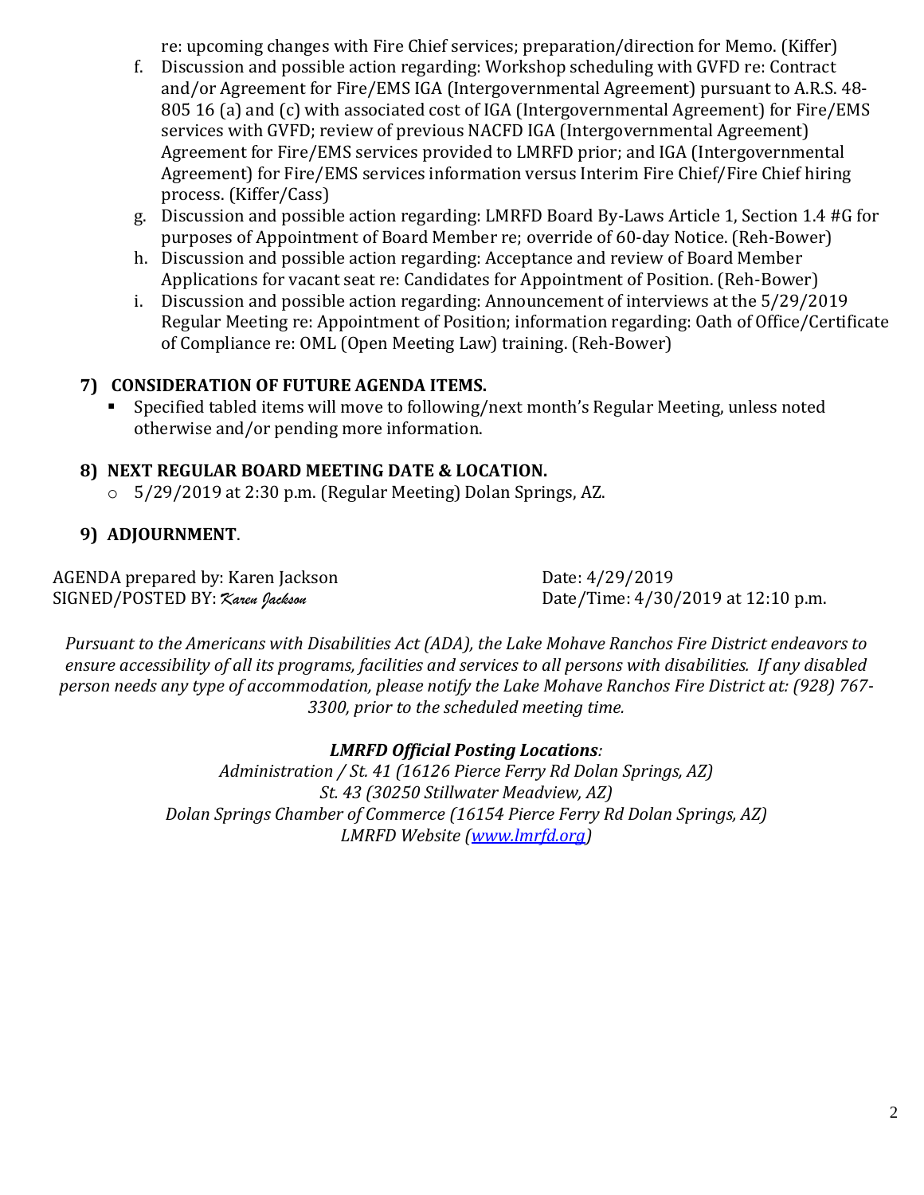re: upcoming changes with Fire Chief services; preparation/direction for Memo. (Kiffer)

f. Discussion and possible action regarding: Workshop scheduling with GVFD re: Contract and/or Agreement for Fire/EMS IGA (Intergovernmental Agreement) pursuant to A.R.S. 48-805 16 (a) and (c) with associated cost of IGA (Intergovernmental Agreement) for Fire/EMS services with GVFD; review of previous NACFD IGA (Intergovernmental Agreement) Agreement for Fire/EMS services provided to LMRFD prior; and IGA (Intergovernmental Agreement) for Fire/EMS services information versus Interim Fire Chief/Fire Chief hiring process. (Kiffer/Cass)
g. Discussion and possible action regarding: LMRFD Board By-Laws Article 1, Section 1.4 #G for purposes of Appointment of Board Member re; override of 60-day Notice. (Reh-Bower)
h. Discussion and possible action regarding: Acceptance and review of Board Member Applications for vacant seat re: Candidates for Appointment of Position. (Reh-Bower)
i. Discussion and possible action regarding: Announcement of interviews at the 5/29/2019 Regular Meeting re: Appointment of Position; information regarding: Oath of Office/Certificate of Compliance re: OML (Open Meeting Law) training. (Reh-Bower)

**7) CONSIDERATION OF FUTURE AGENDA ITEMS.**

- Specified tabled items will move to following/next month's Regular Meeting, unless noted otherwise and/or pending more information.

**8) NEXT REGULAR BOARD MEETING DATE & LOCATION.**

- 5/29/2019 at 2:30 p.m. (Regular Meeting) Dolan Springs, AZ.

**9) ADJOURNMENT.**

AGENDA prepared by: Karen Jackson — Date: 4/29/2019
SIGNED/POSTED BY: *Karen Jackson* — Date/Time: 4/30/2019 at 12:10 p.m.

*Pursuant to the Americans with Disabilities Act (ADA), the Lake Mohave Ranchos Fire District endeavors to ensure accessibility of all its programs, facilities and services to all persons with disabilities. If any disabled person needs any type of accommodation, please notify the Lake Mohave Ranchos Fire District at: (928) 767-3300, prior to the scheduled meeting time.*

***LMRFD Official Posting Locations:***
*Administration / St. 41 (16126 Pierce Ferry Rd Dolan Springs, AZ)*
*St. 43 (30250 Stillwater Meadview, AZ)*
*Dolan Springs Chamber of Commerce (16154 Pierce Ferry Rd Dolan Springs, AZ)*
*LMRFD Website (www.lmrfd.org)*